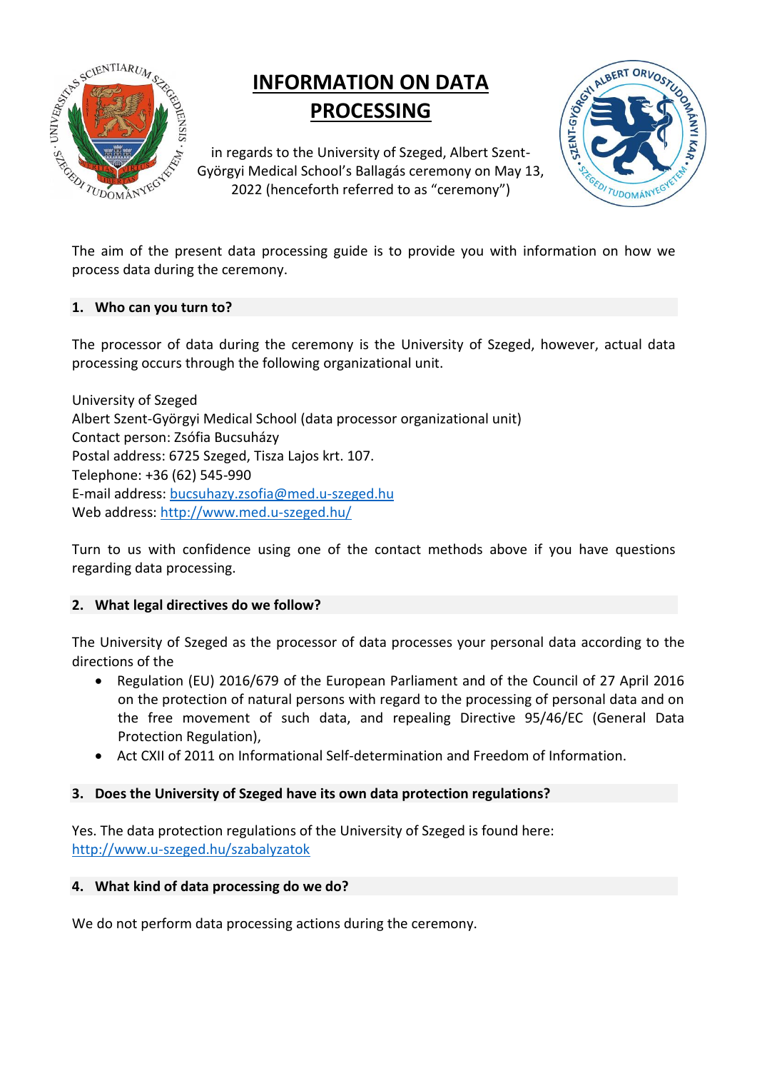# INFORMATION ON DATA PROCESSING

in regards to the University of Szeged, Albert Szent-Györgyi Medical School's Ballagás ceremony on May 13, 2022 (henceforth referred to as "ceremony")

The aim of the present data processing guide is to provide you with information on how we process data during the ceremony.

## 1. Who can you turn to?

The processor of data during the ceremony is the University of Szeged, however, actual data processing occurs through the following organizational unit.

University of Szeged
Albert Szent-Györgyi Medical School (data processor organizational unit)
Contact person: Zsófia Bucsuházy
Postal address: 6725 Szeged, Tisza Lajos krt. 107.
Telephone: +36 (62) 545-990
E-mail address: bucsuhazy.zsofia@med.u-szeged.hu
Web address: http://www.med.u-szeged.hu/

Turn to us with confidence using one of the contact methods above if you have questions regarding data processing.

## 2. What legal directives do we follow?

The University of Szeged as the processor of data processes your personal data according to the directions of the

- Regulation (EU) 2016/679 of the European Parliament and of the Council of 27 April 2016 on the protection of natural persons with regard to the processing of personal data and on the free movement of such data, and repealing Directive 95/46/EC (General Data Protection Regulation),
- Act CXII of 2011 on Informational Self-determination and Freedom of Information.

## 3. Does the University of Szeged have its own data protection regulations?

Yes. The data protection regulations of the University of Szeged is found here: http://www.u-szeged.hu/szabalyzatok

## 4. What kind of data processing do we do?

We do not perform data processing actions during the ceremony.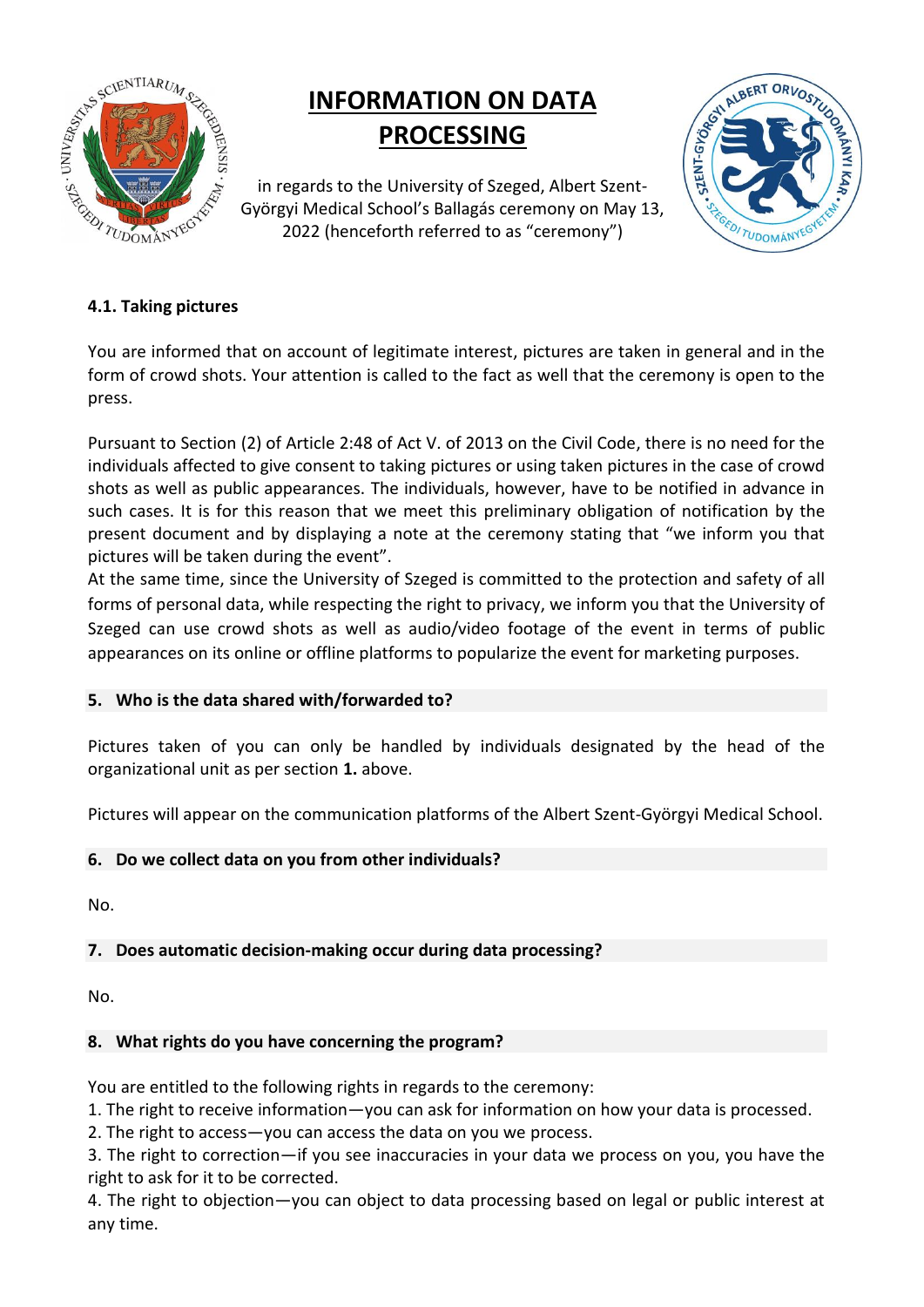# INFORMATION ON DATA PROCESSING

in regards to the University of Szeged, Albert Szent-Györgyi Medical School's Ballagás ceremony on May 13, 2022 (henceforth referred to as "ceremony")

**4.1. Taking pictures**

You are informed that on account of legitimate interest, pictures are taken in general and in the form of crowd shots. Your attention is called to the fact as well that the ceremony is open to the press.

Pursuant to Section (2) of Article 2:48 of Act V. of 2013 on the Civil Code, there is no need for the individuals affected to give consent to taking pictures or using taken pictures in the case of crowd shots as well as public appearances. The individuals, however, have to be notified in advance in such cases. It is for this reason that we meet this preliminary obligation of notification by the present document and by displaying a note at the ceremony stating that "we inform you that pictures will be taken during the event".
At the same time, since the University of Szeged is committed to the protection and safety of all forms of personal data, while respecting the right to privacy, we inform you that the University of Szeged can use crowd shots as well as audio/video footage of the event in terms of public appearances on its online or offline platforms to popularize the event for marketing purposes.

## 5. Who is the data shared with/forwarded to?

Pictures taken of you can only be handled by individuals designated by the head of the organizational unit as per section **1.** above.

Pictures will appear on the communication platforms of the Albert Szent-Györgyi Medical School.

## 6. Do we collect data on you from other individuals?

No.

## 7. Does automatic decision-making occur during data processing?

No.

## 8. What rights do you have concerning the program?

You are entitled to the following rights in regards to the ceremony:
1. The right to receive information—you can ask for information on how your data is processed.
2. The right to access—you can access the data on you we process.
3. The right to correction—if you see inaccuracies in your data we process on you, you have the right to ask for it to be corrected.
4. The right to objection—you can object to data processing based on legal or public interest at any time.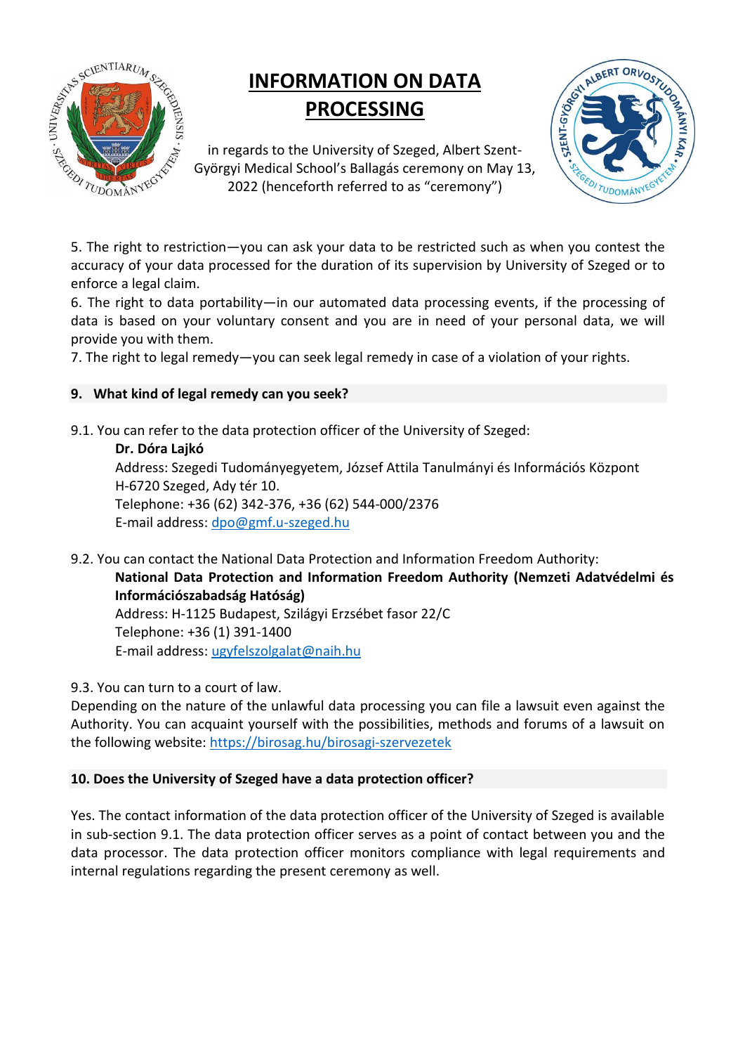5. The right to restriction—you can ask your data to be restricted such as when you contest the accuracy of your data processed for the duration of its supervision by University of Szeged or to enforce a legal claim.
6. The right to data portability—in our automated data processing events, if the processing of data is based on your voluntary consent and you are in need of your personal data, we will provide you with them.
7. The right to legal remedy—you can seek legal remedy in case of a violation of your rights.

## 9. What kind of legal remedy can you seek?

9.1. You can refer to the data protection officer of the University of Szeged:

**Dr. Dóra Lajkó**
Address: Szegedi Tudományegyetem, József Attila Tanulmányi és Információs Központ
H-6720 Szeged, Ady tér 10.
Telephone: +36 (62) 342-376, +36 (62) 544-000/2376
E-mail address: dpo@gmf.u-szeged.hu

9.2. You can contact the National Data Protection and Information Freedom Authority:

**National Data Protection and Information Freedom Authority (Nemzeti Adatvédelmi és Információszabadság Hatóság)**
Address: H-1125 Budapest, Szilágyi Erzsébet fasor 22/C
Telephone: +36 (1) 391-1400
E-mail address: ugyfelszolgalat@naih.hu

9.3. You can turn to a court of law.
Depending on the nature of the unlawful data processing you can file a lawsuit even against the Authority. You can acquaint yourself with the possibilities, methods and forums of a lawsuit on the following website: https://birosag.hu/birosagi-szervezetek

## 10. Does the University of Szeged have a data protection officer?

Yes. The contact information of the data protection officer of the University of Szeged is available in sub-section 9.1. The data protection officer serves as a point of contact between you and the data processor. The data protection officer monitors compliance with legal requirements and internal regulations regarding the present ceremony as well.